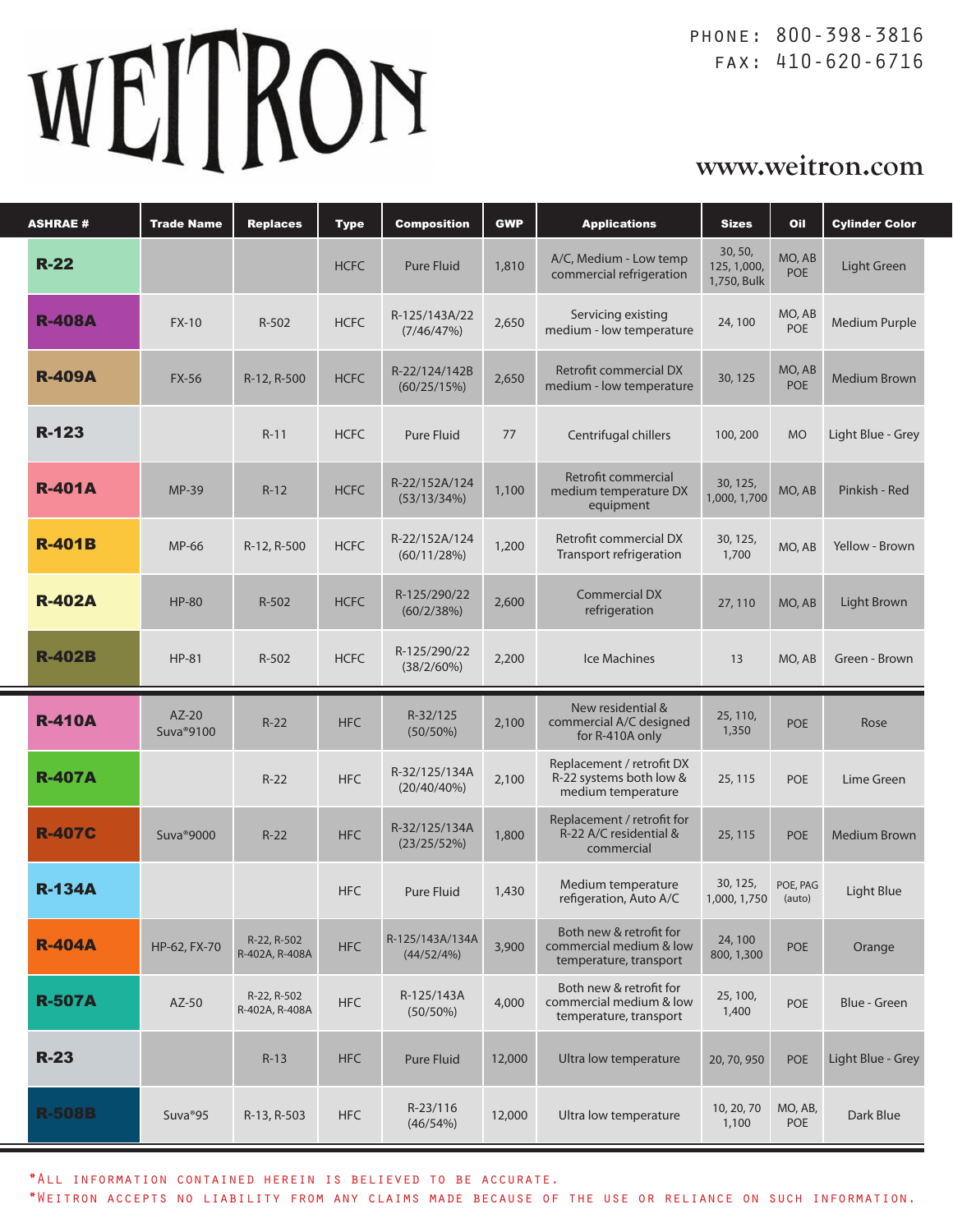# WEITRON

PHONE: 800-398-3816
FAX: 410-620-6716

www.weitron.com

| ASHRAE # | Trade Name | Replaces | Type | Composition | GWP | Applications | Sizes | Oil | Cylinder Color |
|---|---|---|---|---|---|---|---|---|---|
| **R-22** | | | HCFC | Pure Fluid | 1,810 | A/C, Medium - Low temp commercial refrigeration | 30, 50, 125, 1,000, 1,750, Bulk | MO, AB POE | Light Green |
| **R-408A** | FX-10 | R-502 | HCFC | R-125/143A/22 (7/46/47%) | 2,650 | Servicing existing medium - low temperature | 24, 100 | MO, AB POE | Medium Purple |
| **R-409A** | FX-56 | R-12, R-500 | HCFC | R-22/124/142B (60/25/15%) | 2,650 | Retrofit commercial DX medium - low temperature | 30, 125 | MO, AB POE | Medium Brown |
| **R-123** | | R-11 | HCFC | Pure Fluid | 77 | Centrifugal chillers | 100, 200 | MO | Light Blue - Grey |
| **R-401A** | MP-39 | R-12 | HCFC | R-22/152A/124 (53/13/34%) | 1,100 | Retrofit commercial medium temperature DX equipment | 30, 125, 1,000, 1,700 | MO, AB | Pinkish - Red |
| **R-401B** | MP-66 | R-12, R-500 | HCFC | R-22/152A/124 (60/11/28%) | 1,200 | Retrofit commercial DX Transport refrigeration | 30, 125, 1,700 | MO, AB | Yellow - Brown |
| **R-402A** | HP-80 | R-502 | HCFC | R-125/290/22 (60/2/38%) | 2,600 | Commercial DX refrigeration | 27, 110 | MO, AB | Light Brown |
| **R-402B** | HP-81 | R-502 | HCFC | R-125/290/22 (38/2/60%) | 2,200 | Ice Machines | 13 | MO, AB | Green - Brown |
| **R-410A** | AZ-20 Suva®9100 | R-22 | HFC | R-32/125 (50/50%) | 2,100 | New residential & commercial A/C designed for R-410A only | 25, 110, 1,350 | POE | Rose |
| **R-407A** | | R-22 | HFC | R-32/125/134A (20/40/40%) | 2,100 | Replacement / retrofit DX R-22 systems both low & medium temperature | 25, 115 | POE | Lime Green |
| **R-407C** | Suva®9000 | R-22 | HFC | R-32/125/134A (23/25/52%) | 1,800 | Replacement / retrofit for R-22 A/C residential & commercial | 25, 115 | POE | Medium Brown |
| **R-134A** | | | HFC | Pure Fluid | 1,430 | Medium temperature refigeration, Auto A/C | 30, 125, 1,000, 1,750 | POE, PAG (auto) | Light Blue |
| **R-404A** | HP-62, FX-70 | R-22, R-502 R-402A, R-408A | HFC | R-125/143A/134A (44/52/4%) | 3,900 | Both new & retrofit for commercial medium & low temperature, transport | 24, 100 800, 1,300 | POE | Orange |
| **R-507A** | AZ-50 | R-22, R-502 R-402A, R-408A | HFC | R-125/143A (50/50%) | 4,000 | Both new & retrofit for commercial medium & low temperature, transport | 25, 100, 1,400 | POE | Blue - Green |
| **R-23** | | R-13 | HFC | Pure Fluid | 12,000 | Ultra low temperature | 20, 70, 950 | POE | Light Blue - Grey |
| **R-508B** | Suva®95 | R-13, R-503 | HFC | R-23/116 (46/54%) | 12,000 | Ultra low temperature | 10, 20, 70 1,100 | MO, AB, POE | Dark Blue |

*All information contained herein is believed to be accurate.
*Weitron accepts no liability from any claims made because of the use or reliance on such information.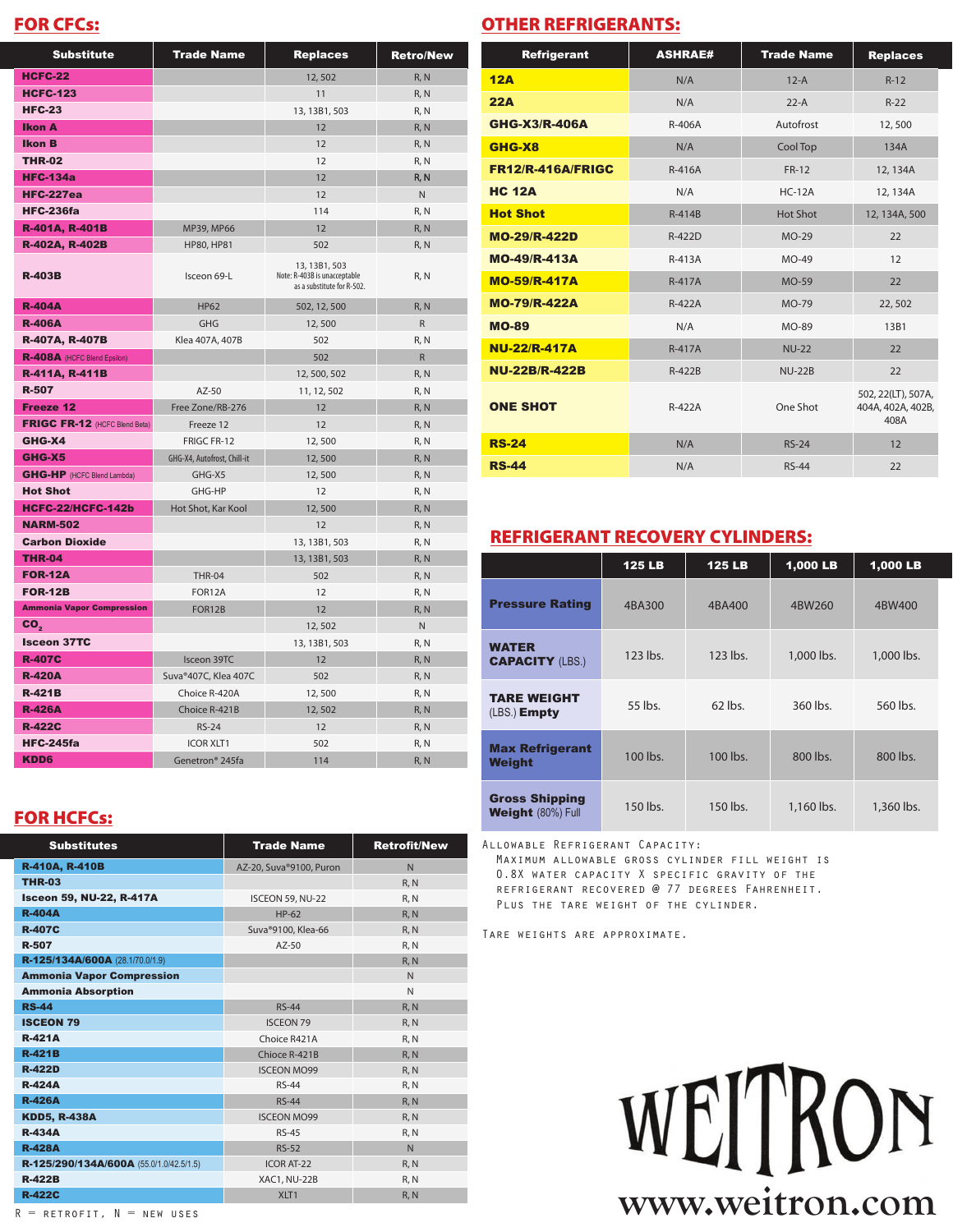## FOR CFCs:

| Substitute | Trade Name | Replaces | Retro/New |
|---|---|---|---|
| HCFC-22 | | 12, 502 | R, N |
| HCFC-123 | | 11 | R, N |
| HFC-23 | | 13, 13B1, 503 | R, N |
| Ikon A | | 12 | R, N |
| Ikon B | | 12 | R, N |
| THR-02 | | 12 | R, N |
| HFC-134a | | 12 | R, N |
| HFC-227ea | | 12 | N |
| HFC-236fa | | 114 | R, N |
| R-401A, R-401B | MP39, MP66 | 12 | R, N |
| R-402A, R-402B | HP80, HP81 | 502 | R, N |
| R-403B | Isceon 69-L | 13, 13B1, 503 Note: R-403B is unacceptable as a substitute for R-502. | R, N |
| R-404A | HP62 | 502, 12, 500 | R, N |
| R-406A | GHG | 12, 500 | R |
| R-407A, R-407B | Klea 407A, 407B | 502 | R, N |
| R-408A (HCFC Blend Epsilon) | | 502 | R |
| R-411A, R-411B | | 12, 500, 502 | R, N |
| R-507 | AZ-50 | 11, 12, 502 | R, N |
| Freeze 12 | Free Zone/RB-276 | 12 | R, N |
| FRIGC FR-12 (HCFC Blend Beta) | Freeze 12 | 12 | R, N |
| GHG-X4 | FRIGC FR-12 | 12, 500 | R, N |
| GHG-X5 | GHG-X4, Autofrost, Chill-it | 12, 500 | R, N |
| GHG-HP (HCFC Blend Lambda) | GHG-X5 | 12, 500 | R, N |
| Hot Shot | GHG-HP | 12 | R, N |
| HCFC-22/HCFC-142b | Hot Shot, Kar Kool | 12, 500 | R, N |
| NARM-502 | | 12 | R, N |
| Carbon Dioxide | | 13, 13B1, 503 | R, N |
| THR-04 | | 13, 13B1, 503 | R, N |
| FOR-12A | THR-04 | 502 | R, N |
| FOR-12B | FOR12A | 12 | R, N |
| Ammonia Vapor Compression | FOR12B | 12 | R, N |
| $CO_2$ | | 12, 502 | N |
| Isceon 37TC | | 13, 13B1, 503 | R, N |
| R-407C | Isceon 39TC | 12 | R, N |
| R-420A | Suva®407C, Klea 407C | 502 | R, N |
| R-421B | Choice R-420A | 12, 500 | R, N |
| R-426A | Choice R-421B | 12, 502 | R, N |
| R-422C | RS-24 | 12 | R, N |
| HFC-245fa | ICOR XLT1 | 502 | R, N |
| KDD6 | Genetron® 245fa | 114 | R, N |

## FOR HCFCs:

| Substitutes | Trade Name | Retrofit/New |
|---|---|---|
| R-410A, R-410B | AZ-20, Suva®9100, Puron | N |
| THR-03 | | R, N |
| Isceon 59, NU-22, R-417A | ISCEON 59, NU-22 | R, N |
| R-404A | HP-62 | R, N |
| R-407C | Suva®9100, Klea-66 | R, N |
| R-507 | AZ-50 | R, N |
| R-125/134A/600A (28.1/70.0/1.9) | | R, N |
| Ammonia Vapor Compression | | N |
| Ammonia Absorption | | N |
| RS-44 | RS-44 | R, N |
| ISCEON 79 | ISCEON 79 | R, N |
| R-421A | Choice R421A | R, N |
| R-421B | Chioce R-421B | R, N |
| R-422D | ISCEON MO99 | R, N |
| R-424A | RS-44 | R, N |
| R-426A | RS-44 | R, N |
| KDD5, R-438A | ISCEON MO99 | R, N |
| R-434A | RS-45 | R, N |
| R-428A | RS-52 | N |
| R-125/290/134A/600A (55.0/1.0/42.5/1.5) | ICOR AT-22 | R, N |
| R-422B | XAC1, NU-22B | R, N |
| R-422C | XLT1 | R, N |

R = RETROFIT, N = NEW USES

## OTHER REFRIGERANTS:

| Refrigerant | ASHRAE# | Trade Name | Replaces |
|---|---|---|---|
| 12A | N/A | 12-A | R-12 |
| 22A | N/A | 22-A | R-22 |
| GHG-X3/R-406A | R-406A | Autofrost | 12, 500 |
| GHG-X8 | N/A | Cool Top | 134A |
| FR12/R-416A/FRIGC | R-416A | FR-12 | 12, 134A |
| HC 12A | N/A | HC-12A | 12, 134A |
| Hot Shot | R-414B | Hot Shot | 12, 134A, 500 |
| MO-29/R-422D | R-422D | MO-29 | 22 |
| MO-49/R-413A | R-413A | MO-49 | 12 |
| MO-59/R-417A | R-417A | MO-59 | 22 |
| MO-79/R-422A | R-422A | MO-79 | 22, 502 |
| MO-89 | N/A | MO-89 | 13B1 |
| NU-22/R-417A | R-417A | NU-22 | 22 |
| NU-22B/R-422B | R-422B | NU-22B | 22 |
| ONE SHOT | R-422A | One Shot | 502, 22(LT), 507A, 404A, 402A, 402B, 408A |
| RS-24 | N/A | RS-24 | 12 |
| RS-44 | N/A | RS-44 | 22 |

## REFRIGERANT RECOVERY CYLINDERS:

| | 125 LB | 125 LB | 1,000 LB | 1,000 LB |
|---|---|---|---|---|
| Pressure Rating | 4BA300 | 4BA400 | 4BW260 | 4BW400 |
| WATER CAPACITY (LBS.) | 123 lbs. | 123 lbs. | 1,000 lbs. | 1,000 lbs. |
| TARE WEIGHT (LBS.) Empty | 55 lbs. | 62 lbs. | 360 lbs. | 560 lbs. |
| Max Refrigerant Weight | 100 lbs. | 100 lbs. | 800 lbs. | 800 lbs. |
| Gross Shipping Weight (80%) Full | 150 lbs. | 150 lbs. | 1,160 lbs. | 1,360 lbs. |

ALLOWABLE REFRIGERANT CAPACITY:
MAXIMUM ALLOWABLE GROSS CYLINDER FILL WEIGHT IS 0.8X WATER CAPACITY X SPECIFIC GRAVITY OF THE REFRIGERANT RECOVERED @ 77 DEGREES FAHRENHEIT. PLUS THE TARE WEIGHT OF THE CYLINDER.

TARE WEIGHTS ARE APPROXIMATE.

WEITRON

www.weitron.com